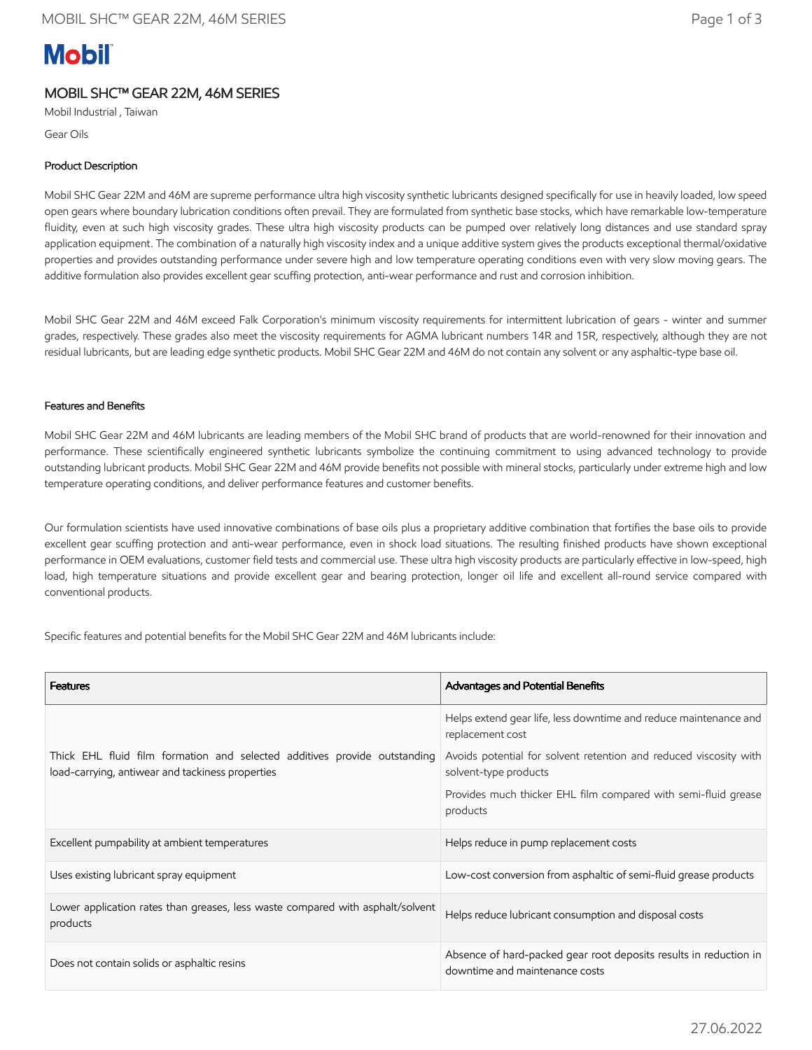Mobil

# MOBIL SHC™ GEAR 22M, 46M SERIES

Mobil Industrial , Taiwan

Gear Oils

## Product Description

Mobil SHC Gear 22M and 46M are supreme performance ultra high viscosity synthetic lubricants designed specifically for use in heavily loaded, low speed open gears where boundary lubrication conditions often prevail. They are formulated from synthetic base stocks, which have remarkable low-temperature fluidity, even at such high viscosity grades. These ultra high viscosity products can be pumped over relatively long distances and use standard spray application equipment. The combination of a naturally high viscosity index and a unique additive system gives the products exceptional thermal/oxidative properties and provides outstanding performance under severe high and low temperature operating conditions even with very slow moving gears. The additive formulation also provides excellent gear scuffing protection, anti-wear performance and rust and corrosion inhibition.

Mobil SHC Gear 22M and 46M exceed Falk Corporation's minimum viscosity requirements for intermittent lubrication of gears - winter and summer grades, respectively. These grades also meet the viscosity requirements for AGMA lubricant numbers 14R and 15R, respectively, although they are not residual lubricants, but are leading edge synthetic products. Mobil SHC Gear 22M and 46M do not contain any solvent or any asphaltic-type base oil.

## Features and Benefits

Mobil SHC Gear 22M and 46M lubricants are leading members of the Mobil SHC brand of products that are world-renowned for their innovation and performance. These scientifically engineered synthetic lubricants symbolize the continuing commitment to using advanced technology to provide outstanding lubricant products. Mobil SHC Gear 22M and 46M provide benefits not possible with mineral stocks, particularly under extreme high and low temperature operating conditions, and deliver performance features and customer benefits.

Our formulation scientists have used innovative combinations of base oils plus a proprietary additive combination that fortifies the base oils to provide excellent gear scuffing protection and anti-wear performance, even in shock load situations. The resulting finished products have shown exceptional performance in OEM evaluations, customer field tests and commercial use. These ultra high viscosity products are particularly effective in low-speed, high load, high temperature situations and provide excellent gear and bearing protection, longer oil life and excellent all-round service compared with conventional products.

Specific features and potential benefits for the Mobil SHC Gear 22M and 46M lubricants include:

| Features | Advantages and Potential Benefits |
|---|---|
| Thick EHL fluid film formation and selected additives provide outstanding load-carrying, antiwear and tackiness properties | Helps extend gear life, less downtime and reduce maintenance and replacement cost<br>Avoids potential for solvent retention and reduced viscosity with solvent-type products<br>Provides much thicker EHL film compared with semi-fluid grease products |
| Excellent pumpability at ambient temperatures | Helps reduce in pump replacement costs |
| Uses existing lubricant spray equipment | Low-cost conversion from asphaltic of semi-fluid grease products |
| Lower application rates than greases, less waste compared with asphalt/solvent products | Helps reduce lubricant consumption and disposal costs |
| Does not contain solids or asphaltic resins | Absence of hard-packed gear root deposits results in reduction in downtime and maintenance costs |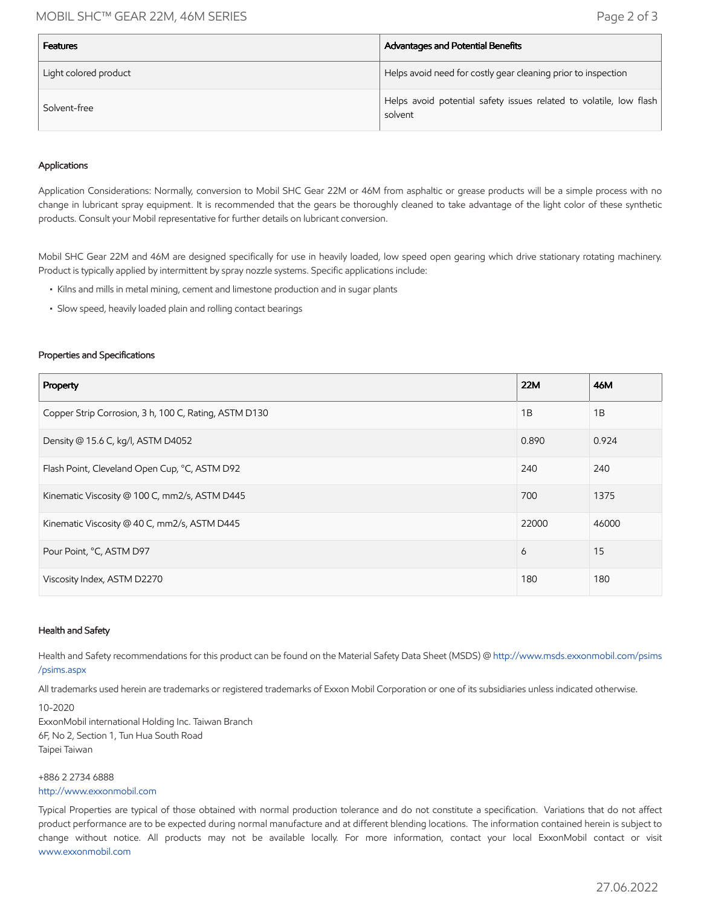| Features | Advantages and Potential Benefits |
| --- | --- |
| Light colored product | Helps avoid need for costly gear cleaning prior to inspection |
| Solvent-free | Helps avoid potential safety issues related to volatile, low flash solvent |

### Applications

Application Considerations: Normally, conversion to Mobil SHC Gear 22M or 46M from asphaltic or grease products will be a simple process with no change in lubricant spray equipment. It is recommended that the gears be thoroughly cleaned to take advantage of the light color of these synthetic products. Consult your Mobil representative for further details on lubricant conversion.

Mobil SHC Gear 22M and 46M are designed specifically for use in heavily loaded, low speed open gearing which drive stationary rotating machinery. Product is typically applied by intermittent by spray nozzle systems. Specific applications include:

- Kilns and mills in metal mining, cement and limestone production and in sugar plants
- Slow speed, heavily loaded plain and rolling contact bearings

### Properties and Specifications

| Property | 22M | 46M |
| --- | --- | --- |
| Copper Strip Corrosion, 3 h, 100 C, Rating, ASTM D130 | 1B | 1B |
| Density @ 15.6 C, kg/l, ASTM D4052 | 0.890 | 0.924 |
| Flash Point, Cleveland Open Cup, °C, ASTM D92 | 240 | 240 |
| Kinematic Viscosity @ 100 C, mm2/s, ASTM D445 | 700 | 1375 |
| Kinematic Viscosity @ 40 C, mm2/s, ASTM D445 | 22000 | 46000 |
| Pour Point, °C, ASTM D97 | 6 | 15 |
| Viscosity Index, ASTM D2270 | 180 | 180 |

### Health and Safety

Health and Safety recommendations for this product can be found on the Material Safety Data Sheet (MSDS) @ http://www.msds.exxonmobil.com/psims/psims.aspx

All trademarks used herein are trademarks or registered trademarks of Exxon Mobil Corporation or one of its subsidiaries unless indicated otherwise.

10-2020
ExxonMobil international Holding Inc. Taiwan Branch
6F, No 2, Section 1, Tun Hua South Road
Taipei Taiwan

+886 2 2734 6888
http://www.exxonmobil.com

Typical Properties are typical of those obtained with normal production tolerance and do not constitute a specification. Variations that do not affect product performance are to be expected during normal manufacture and at different blending locations. The information contained herein is subject to change without notice. All products may not be available locally. For more information, contact your local ExxonMobil contact or visit www.exxonmobil.com

27.06.2022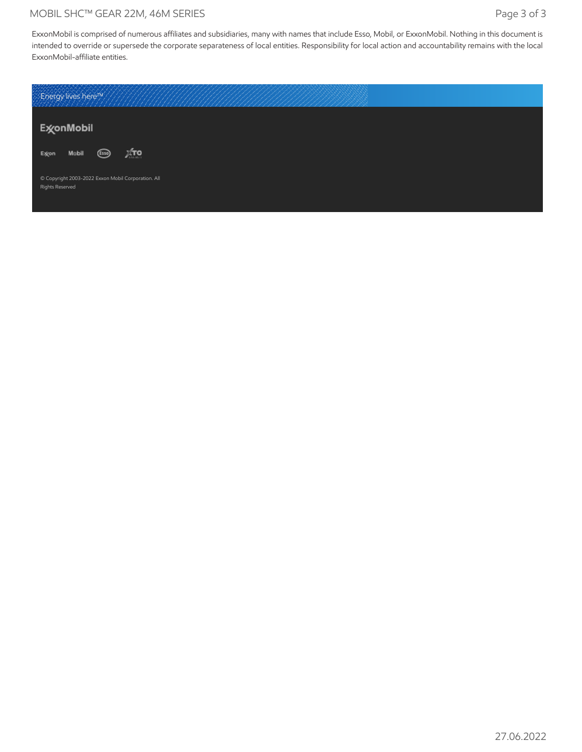ExxonMobil is comprised of numerous affiliates and subsidiaries, many with names that include Esso, Mobil, or ExxonMobil. Nothing in this document is intended to override or supersede the corporate separateness of local entities. Responsibility for local action and accountability remains with the local ExxonMobil-affiliate entities.

Energy lives here™

ExxonMobil

Exxon Mobil Esso XTO

© Copyright 2003-2022 Exxon Mobil Corporation. All Rights Reserved